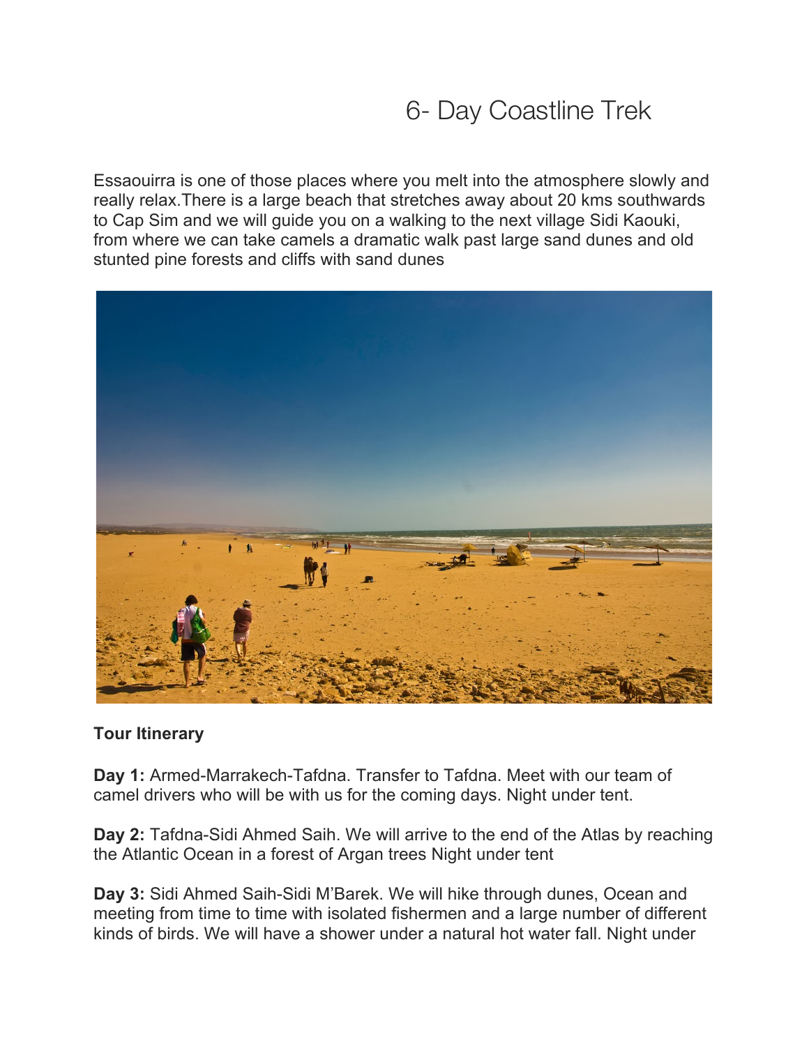# 6- Day Coastline Trek

Essaouirra is one of those places where you melt into the atmosphere slowly and really relax.There is a large beach that stretches away about 20 kms southwards to Cap Sim and we will guide you on a walking to the next village Sidi Kaouki, from where we can take camels a dramatic walk past large sand dunes and old stunted pine forests and cliffs with sand dunes

**Tour Itinerary**

**Day 1:** Armed-Marrakech-Tafdna. Transfer to Tafdna. Meet with our team of camel drivers who will be with us for the coming days. Night under tent.

**Day 2:** Tafdna-Sidi Ahmed Saih. We will arrive to the end of the Atlas by reaching the Atlantic Ocean in a forest of Argan trees Night under tent

**Day 3:** Sidi Ahmed Saih-Sidi M'Barek. We will hike through dunes, Ocean and meeting from time to time with isolated fishermen and a large number of different kinds of birds. We will have a shower under a natural hot water fall. Night under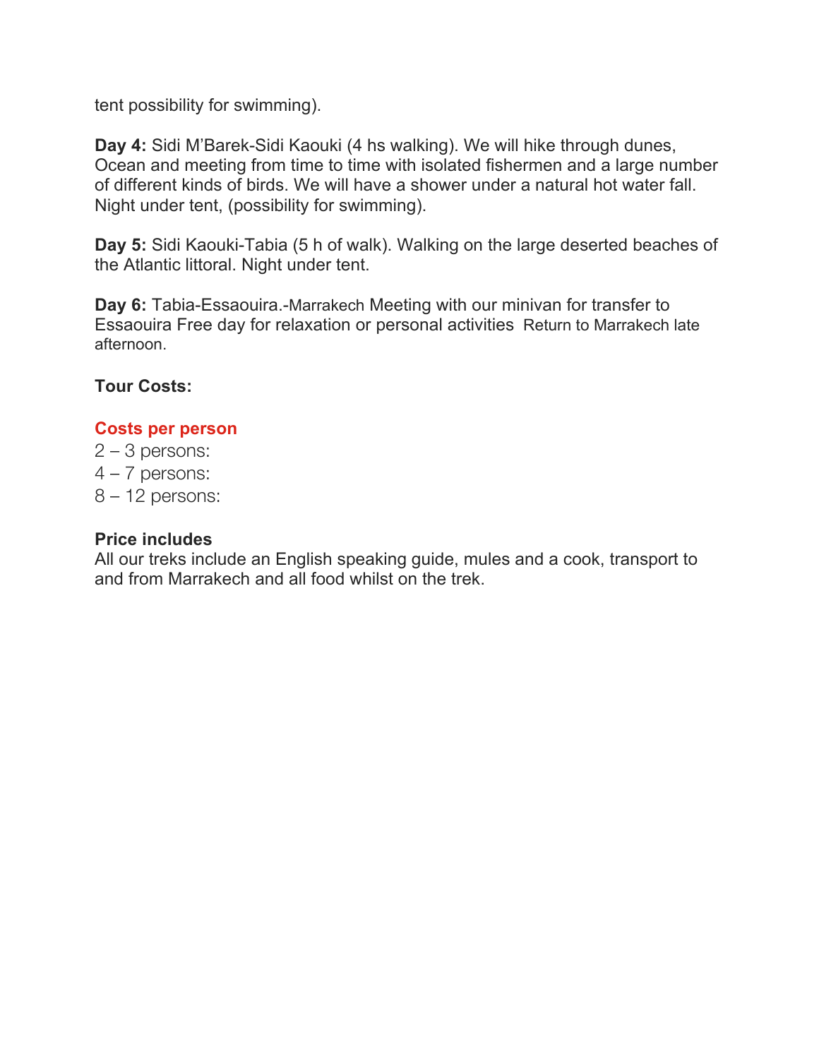tent possibility for swimming).

**Day 4:** Sidi M'Barek-Sidi Kaouki (4 hs walking). We will hike through dunes, Ocean and meeting from time to time with isolated fishermen and a large number of different kinds of birds. We will have a shower under a natural hot water fall. Night under tent, (possibility for swimming).

**Day 5:** Sidi Kaouki-Tabia (5 h of walk). Walking on the large deserted beaches of the Atlantic littoral. Night under tent.

**Day 6:** Tabia-Essaouira.-Marrakech Meeting with our minivan for transfer to Essaouira Free day for relaxation or personal activities Return to Marrakech late afternoon.

**Tour Costs:**

**Costs per person**

2 – 3 persons:
4 – 7 persons:
8 – 12 persons:

**Price includes**

All our treks include an English speaking guide, mules and a cook, transport to and from Marrakech and all food whilst on the trek.